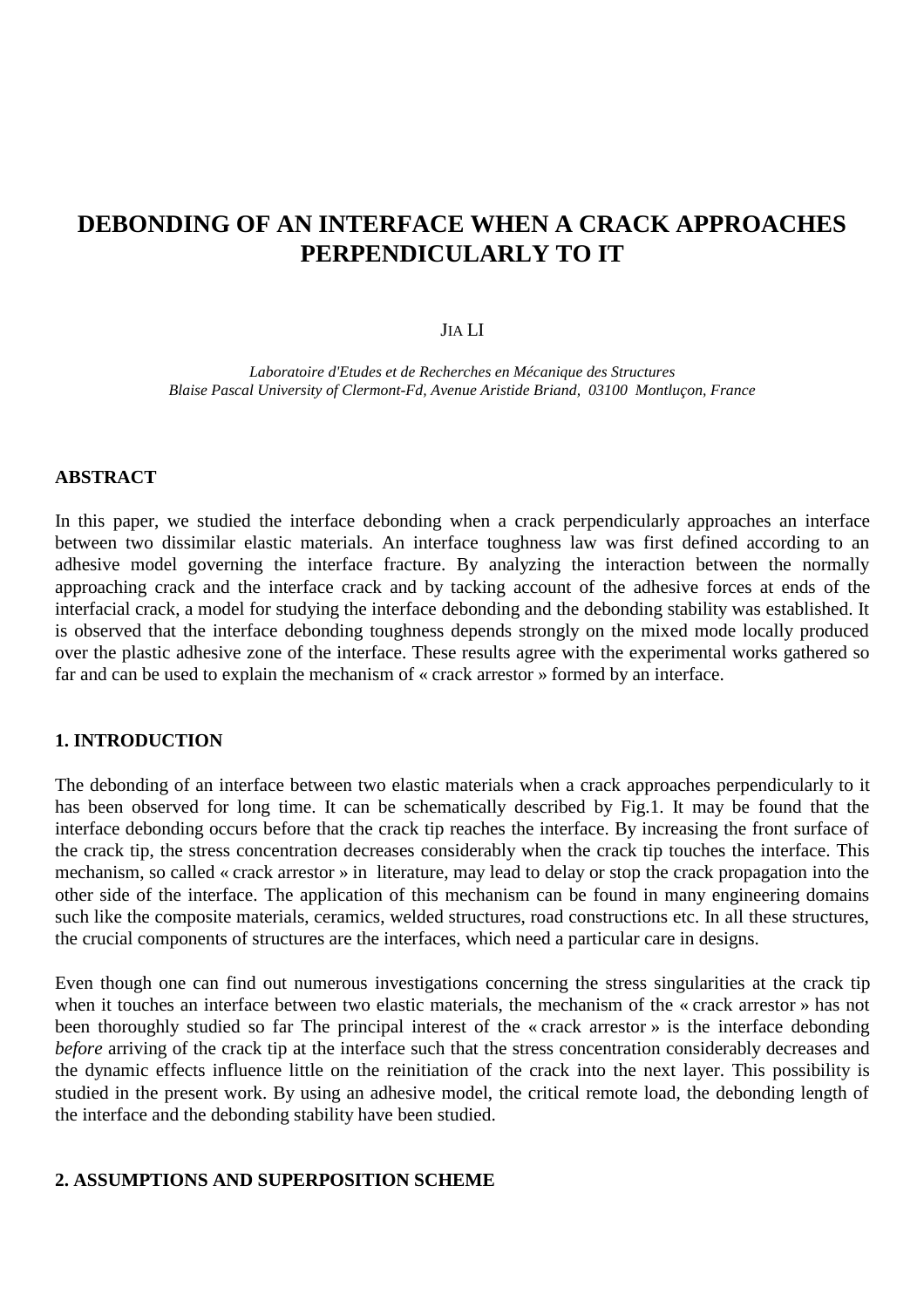# DEBONDING OF AN INTERFACE WHEN A CRACK APPROACHES PERPENDICULARLY TO IT

JIA LI

*Laboratoire d'Etudes et de Recherches en Mécanique des Structures*
*Blaise Pascal University of Clermont-Fd, Avenue Aristide Briand, 03100 Montluçon, France*

## ABSTRACT

In this paper, we studied the interface debonding when a crack perpendicularly approaches an interface between two dissimilar elastic materials. An interface toughness law was first defined according to an adhesive model governing the interface fracture. By analyzing the interaction between the normally approaching crack and the interface crack and by tacking account of the adhesive forces at ends of the interfacial crack, a model for studying the interface debonding and the debonding stability was established. It is observed that the interface debonding toughness depends strongly on the mixed mode locally produced over the plastic adhesive zone of the interface. These results agree with the experimental works gathered so far and can be used to explain the mechanism of « crack arrestor » formed by an interface.

## 1. INTRODUCTION

The debonding of an interface between two elastic materials when a crack approaches perpendicularly to it has been observed for long time. It can be schematically described by Fig.1. It may be found that the interface debonding occurs before that the crack tip reaches the interface. By increasing the front surface of the crack tip, the stress concentration decreases considerably when the crack tip touches the interface. This mechanism, so called « crack arrestor » in literature, may lead to delay or stop the crack propagation into the other side of the interface. The application of this mechanism can be found in many engineering domains such like the composite materials, ceramics, welded structures, road constructions etc. In all these structures, the crucial components of structures are the interfaces, which need a particular care in designs.

Even though one can find out numerous investigations concerning the stress singularities at the crack tip when it touches an interface between two elastic materials, the mechanism of the « crack arrestor » has not been thoroughly studied so far The principal interest of the « crack arrestor » is the interface debonding *before* arriving of the crack tip at the interface such that the stress concentration considerably decreases and the dynamic effects influence little on the reinitiation of the crack into the next layer. This possibility is studied in the present work. By using an adhesive model, the critical remote load, the debonding length of the interface and the debonding stability have been studied.

## 2. ASSUMPTIONS AND SUPERPOSITION SCHEME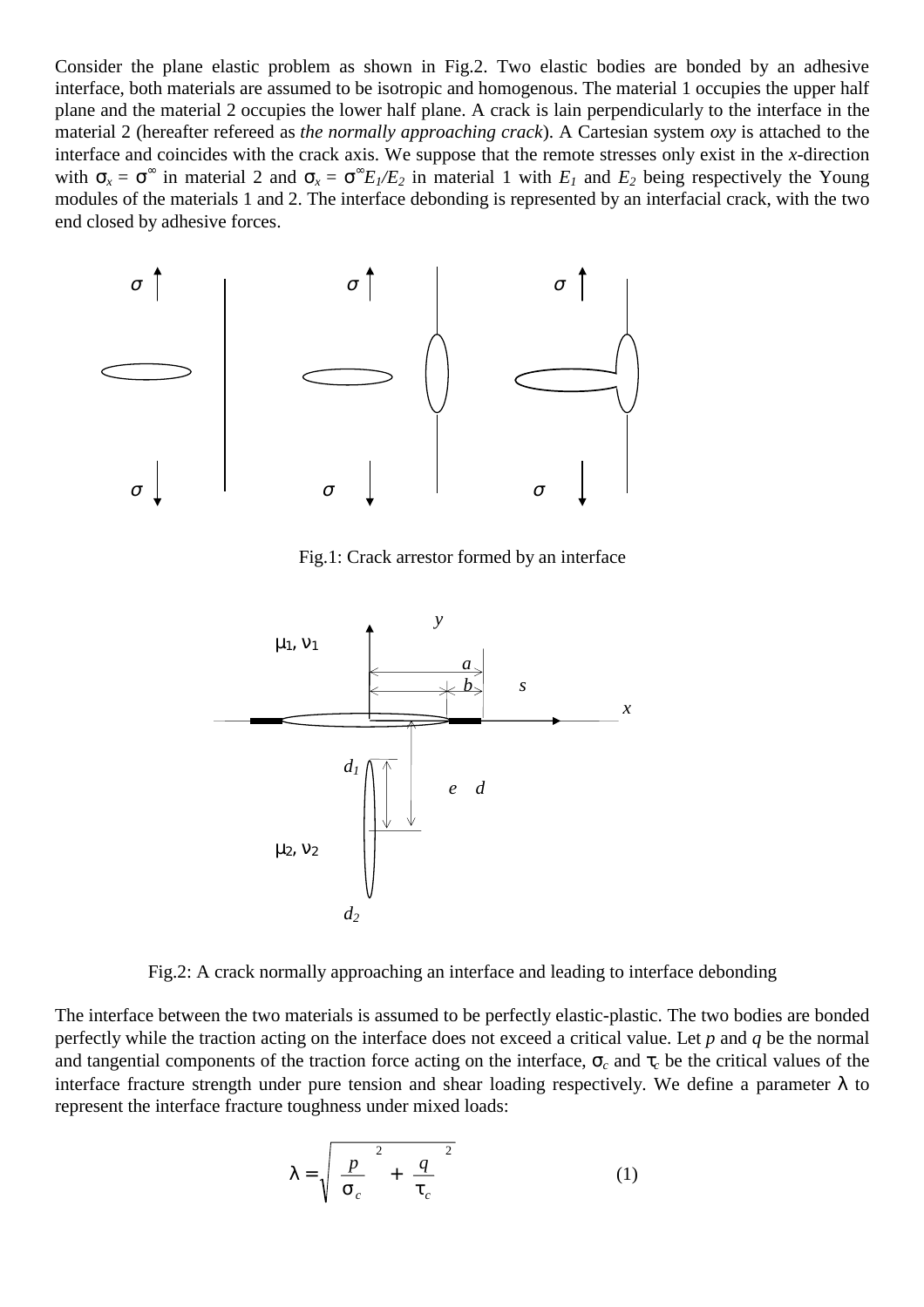Consider the plane elastic problem as shown in Fig.2. Two elastic bodies are bonded by an adhesive interface, both materials are assumed to be isotropic and homogenous. The material 1 occupies the upper half plane and the material 2 occupies the lower half plane. A crack is lain perpendicularly to the interface in the material 2 (hereafter refereed as *the normally approaching crack*). A Cartesian system *oxy* is attached to the interface and coincides with the crack axis. We suppose that the remote stresses only exist in the *x*-direction with $\sigma_x = \sigma^\infty$ in material 2 and $\sigma_x = \sigma^\infty E_1/E_2$ in material 1 with $E_1$ and $E_2$ being respectively the Young modules of the materials 1 and 2. The interface debonding is represented by an interfacial crack, with the two end closed by adhesive forces.

Fig.1: Crack arrestor formed by an interface

Fig.2: A crack normally approaching an interface and leading to interface debonding

The interface between the two materials is assumed to be perfectly elastic-plastic. The two bodies are bonded perfectly while the traction acting on the interface does not exceed a critical value. Let $p$ and $q$ be the normal and tangential components of the traction force acting on the interface, $\sigma_c$ and $\tau_c$ be the critical values of the interface fracture strength under pure tension and shear loading respectively. We define a parameter $\lambda$ to represent the interface fracture toughness under mixed loads:

$$\lambda = \sqrt{\left(\frac{p}{\sigma_c}\right)^2 + \left(\frac{q}{\tau_c}\right)^2} \qquad (1)$$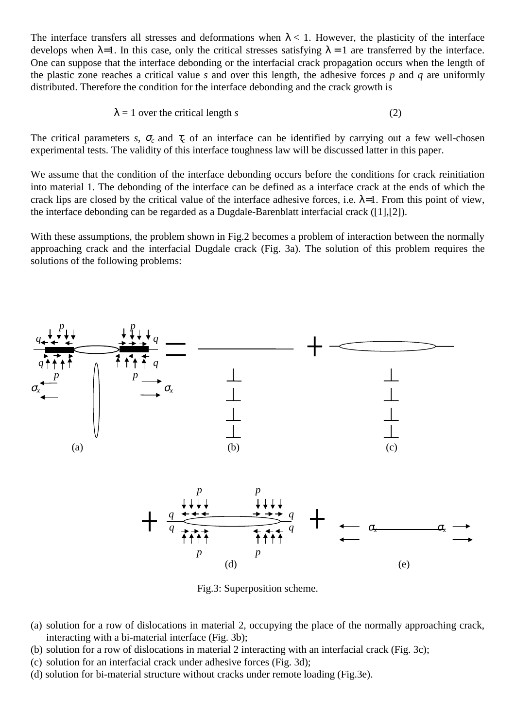The interface transfers all stresses and deformations when $\lambda < 1$. However, the plasticity of the interface develops when $\lambda = 1$. In this case, only the critical stresses satisfying $\lambda = 1$ are transferred by the interface. One can suppose that the interface debonding or the interfacial crack propagation occurs when the length of the plastic zone reaches a critical value *s* and over this length, the adhesive forces *p* and *q* are uniformly distributed. Therefore the condition for the interface debonding and the crack growth is

$$\lambda = 1 \text{ over the critical length } s \qquad (2)$$

The critical parameters *s*, $\sigma_c$ and $\tau_c$ of an interface can be identified by carrying out a few well-chosen experimental tests. The validity of this interface toughness law will be discussed latter in this paper.

We assume that the condition of the interface debonding occurs before the conditions for crack reinitiation into material 1. The debonding of the interface can be defined as a interface crack at the ends of which the crack lips are closed by the critical value of the interface adhesive forces, i.e. $\lambda = 1$. From this point of view, the interface debonding can be regarded as a Dugdale-Barenblatt interfacial crack ([1],[2]).

With these assumptions, the problem shown in Fig.2 becomes a problem of interaction between the normally approaching crack and the interfacial Dugdale crack (Fig. 3a). The solution of this problem requires the solutions of the following problems:

Fig.3: Superposition scheme.

(a) solution for a row of dislocations in material 2, occupying the place of the normally approaching crack, interacting with a bi-material interface (Fig. 3b);
(b) solution for a row of dislocations in material 2 interacting with an interfacial crack (Fig. 3c);
(c) solution for an interfacial crack under adhesive forces (Fig. 3d);
(d) solution for bi-material structure without cracks under remote loading (Fig.3e).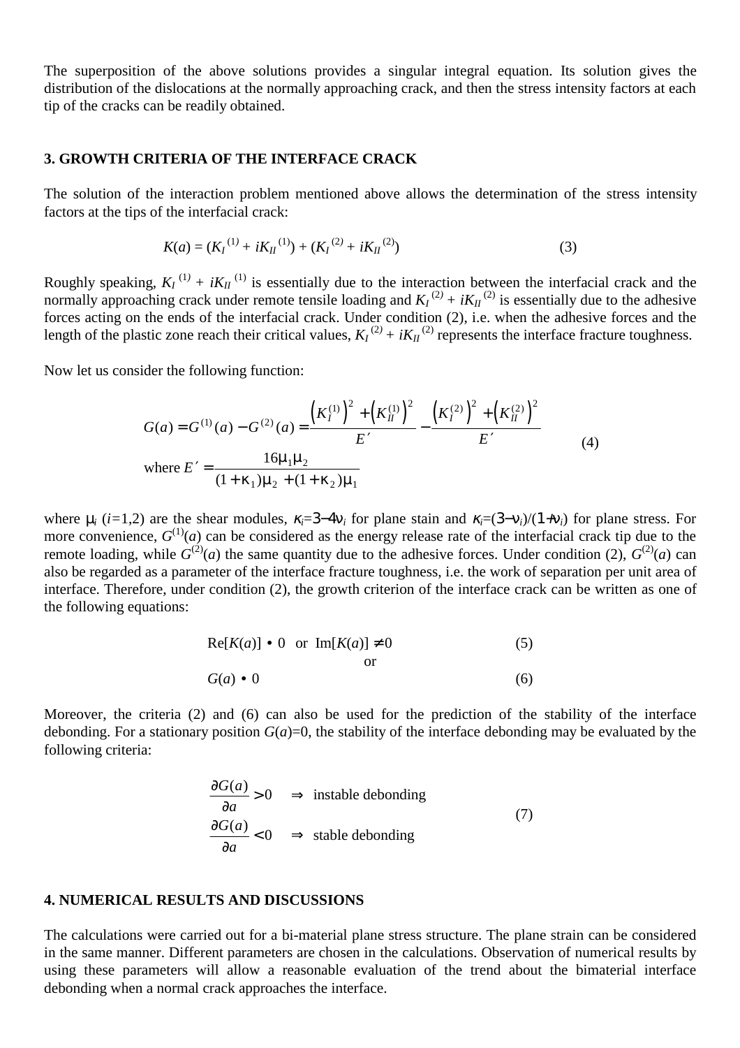The superposition of the above solutions provides a singular integral equation. Its solution gives the distribution of the dislocations at the normally approaching crack, and then the stress intensity factors at each tip of the cracks can be readily obtained.

## 3. GROWTH CRITERIA OF THE INTERFACE CRACK

The solution of the interaction problem mentioned above allows the determination of the stress intensity factors at the tips of the interfacial crack:

$$K(a) = (K_I^{(1)} + iK_{II}^{(1)}) + (K_I^{(2)} + iK_{II}^{(2)}) \tag{3}$$

Roughly speaking, $K_I^{(1)} + iK_{II}^{(1)}$ is essentially due to the interaction between the interfacial crack and the normally approaching crack under remote tensile loading and $K_I^{(2)} + iK_{II}^{(2)}$ is essentially due to the adhesive forces acting on the ends of the interfacial crack. Under condition (2), i.e. when the adhesive forces and the length of the plastic zone reach their critical values, $K_I^{(2)} + iK_{II}^{(2)}$ represents the interface fracture toughness.

Now let us consider the following function:

$$G(a) = G^{(1)}(a) - G^{(2)}(a) = \frac{\left(K_I^{(1)}\right)^2 + \left(K_{II}^{(1)}\right)^2}{E'} - \frac{\left(K_I^{(2)}\right)^2 + \left(K_{II}^{(2)}\right)^2}{E'}$$
$$\text{where } E' = \frac{16\mu_1\mu_2}{(1+\kappa_1)\mu_2 + (1+\kappa_2)\mu_1} \tag{4}$$

where $\mu_i$ ($i$=1,2) are the shear modules, $\kappa_i=3-4\nu_i$ for plane stain and $\kappa_i=(3-\nu_i)/(1+\nu_i)$ for plane stress. For more convenience, $G^{(1)}(a)$ can be considered as the energy release rate of the interfacial crack tip due to the remote loading, while $G^{(2)}(a)$ the same quantity due to the adhesive forces. Under condition (2), $G^{(2)}(a)$ can also be regarded as a parameter of the interface fracture toughness, i.e. the work of separation per unit area of interface. Therefore, under condition (2), the growth criterion of the interface crack can be written as one of the following equations:

$$\mathrm{Re}[K(a)] \geq 0 \quad \text{or} \quad \mathrm{Im}[K(a)] \neq 0 \tag{5}$$

or

$$G(a) \geq 0 \tag{6}$$

Moreover, the criteria (2) and (6) can also be used for the prediction of the stability of the interface debonding. For a stationary position $G(a)$=0, the stability of the interface debonding may be evaluated by the following criteria:

$$\begin{aligned} \frac{\partial G(a)}{\partial a} > 0 \quad &\Rightarrow \quad \text{instable debonding} \\ \frac{\partial G(a)}{\partial a} < 0 \quad &\Rightarrow \quad \text{stable debonding} \end{aligned} \tag{7}$$

## 4. NUMERICAL RESULTS AND DISCUSSIONS

The calculations were carried out for a bi-material plane stress structure. The plane strain can be considered in the same manner. Different parameters are chosen in the calculations. Observation of numerical results by using these parameters will allow a reasonable evaluation of the trend about the bimaterial interface debonding when a normal crack approaches the interface.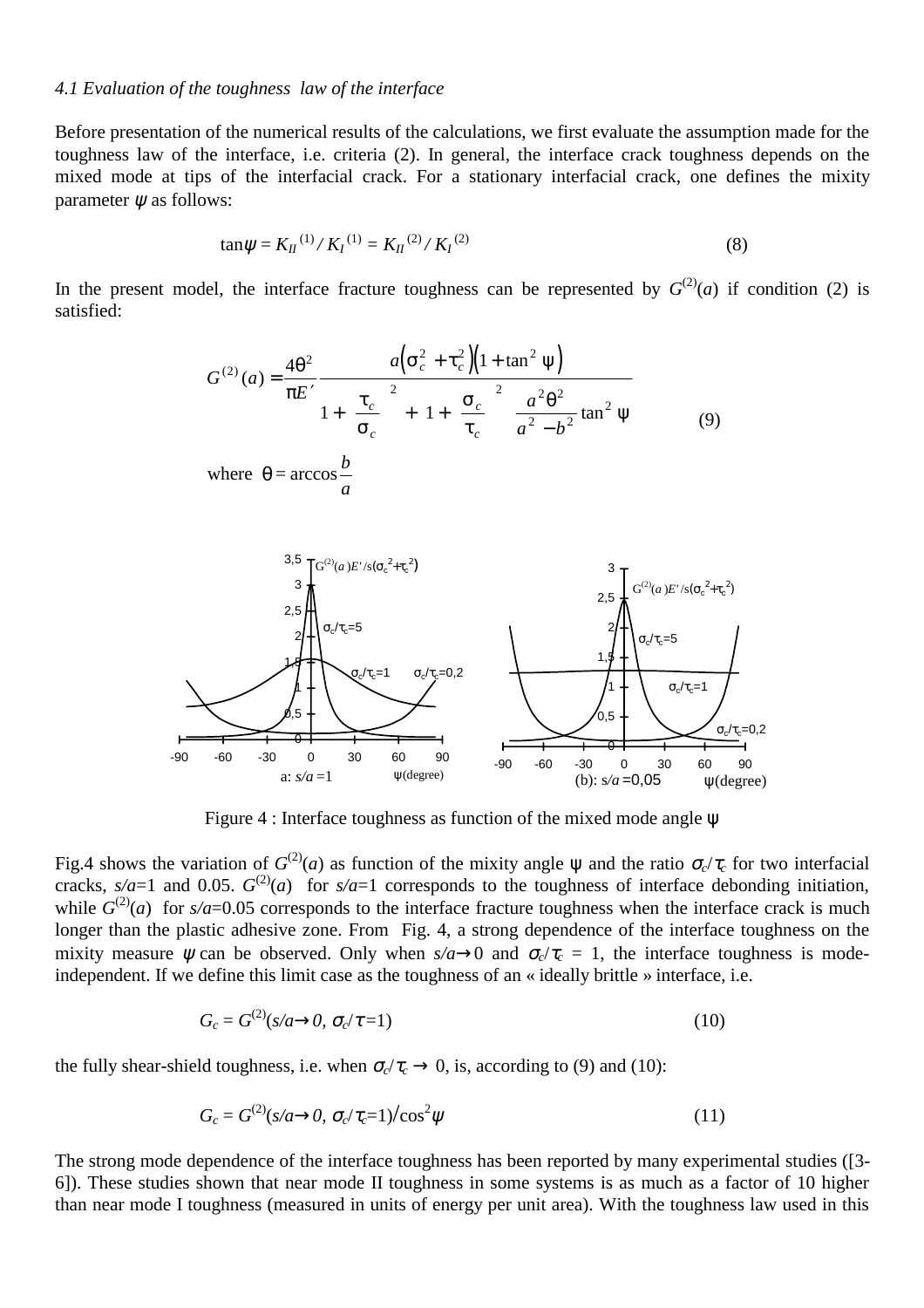*4.1 Evaluation of the toughness law of the interface*

Before presentation of the numerical results of the calculations, we first evaluate the assumption made for the toughness law of the interface, i.e. criteria (2). In general, the interface crack toughness depends on the mixed mode at tips of the interfacial crack. For a stationary interfacial crack, one defines the mixity parameter $\psi$ as follows:

$$\tan\psi = K_{II}^{(1)} / K_I^{(1)} = K_{II}^{(2)} / K_I^{(2)} \tag{8}$$

In the present model, the interface fracture toughness can be represented by $G^{(2)}(a)$ if condition (2) is satisfied:

$$G^{(2)}(a) = \frac{4\theta^2}{\pi E'} \frac{a\left(\sigma_c^2 + \tau_c^2\right)\left(1 + \tan^2\psi\right)}{\left[1 + \left(\frac{\tau_c}{\sigma_c}\right)^2\right] + \left[1 + \left(\frac{\sigma_c}{\tau_c}\right)^2\right]\frac{a^2\theta^2}{a^2 - b^2}\tan^2\psi} \tag{9}$$

where $\theta = \arccos\dfrac{b}{a}$

Figure 4 : Interface toughness as function of the mixed mode angle $\psi$

Fig.4 shows the variation of $G^{(2)}(a)$ as function of the mixity angle $\psi$ and the ratio $\sigma_c/\tau_c$ for two interfacial cracks, $s/a$=1 and 0.05. $G^{(2)}(a)$ for $s/a$=1 corresponds to the toughness of interface debonding initiation, while $G^{(2)}(a)$ for $s/a$=0.05 corresponds to the interface fracture toughness when the interface crack is much longer than the plastic adhesive zone. From Fig. 4, a strong dependence of the interface toughness on the mixity measure $\psi$ can be observed. Only when $s/a\to 0$ and $\sigma_c/\tau_c$ = 1, the interface toughness is mode-independent. If we define this limit case as the toughness of an « ideally brittle » interface, i.e.

$$G_c = G^{(2)}(s/a\to 0,\ \sigma_c/\tau = 1) \tag{10}$$

the fully shear-shield toughness, i.e. when $\sigma_c/\tau_c \to 0$, is, according to (9) and (10):

$$G_c = G^{(2)}(s/a\to 0,\ \sigma_c/\tau_c = 1)/\cos^2\psi \tag{11}$$

The strong mode dependence of the interface toughness has been reported by many experimental studies ([3-6]). These studies shown that near mode II toughness in some systems is as much as a factor of 10 higher than near mode I toughness (measured in units of energy per unit area). With the toughness law used in this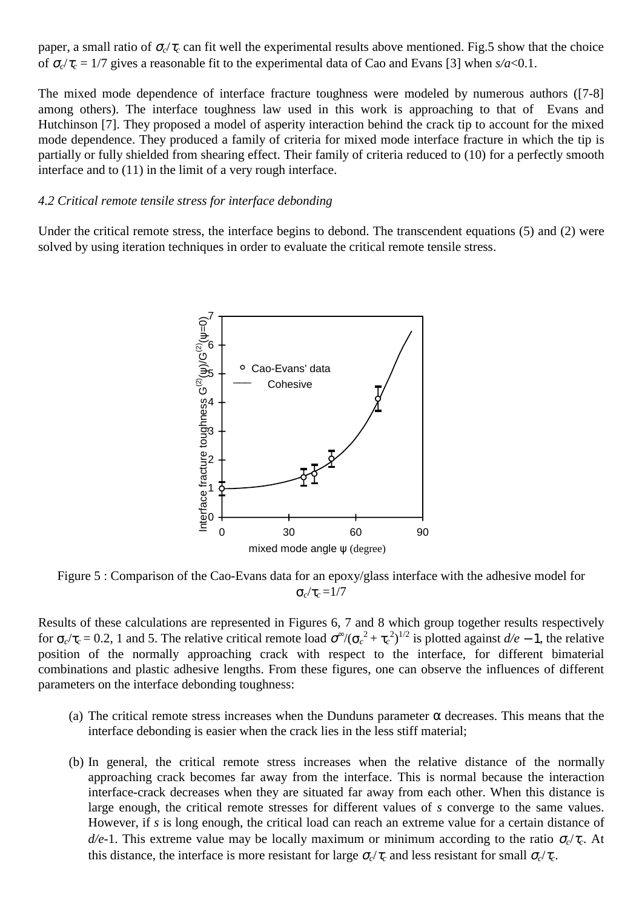paper, a small ratio of $\sigma_c/\tau_c$ can fit well the experimental results above mentioned. Fig.5 show that the choice of $\sigma_c/\tau_c = 1/7$ gives a reasonable fit to the experimental data of Cao and Evans [3] when $s/a<0.1$.

The mixed mode dependence of interface fracture toughness were modeled by numerous authors ([7-8] among others). The interface toughness law used in this work is approaching to that of Evans and Hutchinson [7]. They proposed a model of asperity interaction behind the crack tip to account for the mixed mode dependence. They produced a family of criteria for mixed mode interface fracture in which the tip is partially or fully shielded from shearing effect. Their family of criteria reduced to (10) for a perfectly smooth interface and to (11) in the limit of a very rough interface.

*4.2 Critical remote tensile stress for interface debonding*

Under the critical remote stress, the interface begins to debond. The transcendent equations (5) and (2) were solved by using iteration techniques in order to evaluate the critical remote tensile stress.

Figure 5 : Comparison of the Cao-Evans data for an epoxy/glass interface with the adhesive model for $\sigma_c/\tau_c = 1/7$

Results of these calculations are represented in Figures 6, 7 and 8 which group together results respectively for $\sigma_c/\tau_c = 0.2$, 1 and 5. The relative critical remote load $\sigma^{\infty}/(\sigma_c^{\,2} + \tau_c^{\,2})^{1/2}$ is plotted against $d/e - 1$, the relative position of the normally approaching crack with respect to the interface, for different bimaterial combinations and plastic adhesive lengths. From these figures, one can observe the influences of different parameters on the interface debonding toughness:

(a) The critical remote stress increases when the Dunduns parameter $\alpha$ decreases. This means that the interface debonding is easier when the crack lies in the less stiff material;

(b) In general, the critical remote stress increases when the relative distance of the normally approaching crack becomes far away from the interface. This is normal because the interaction interface-crack decreases when they are situated far away from each other. When this distance is large enough, the critical remote stresses for different values of $s$ converge to the same values. However, if $s$ is long enough, the critical load can reach an extreme value for a certain distance of $d/e$-1. This extreme value may be locally maximum or minimum according to the ratio $\sigma_c/\tau_c$. At this distance, the interface is more resistant for large $\sigma_c/\tau_c$ and less resistant for small $\sigma_c/\tau_c$.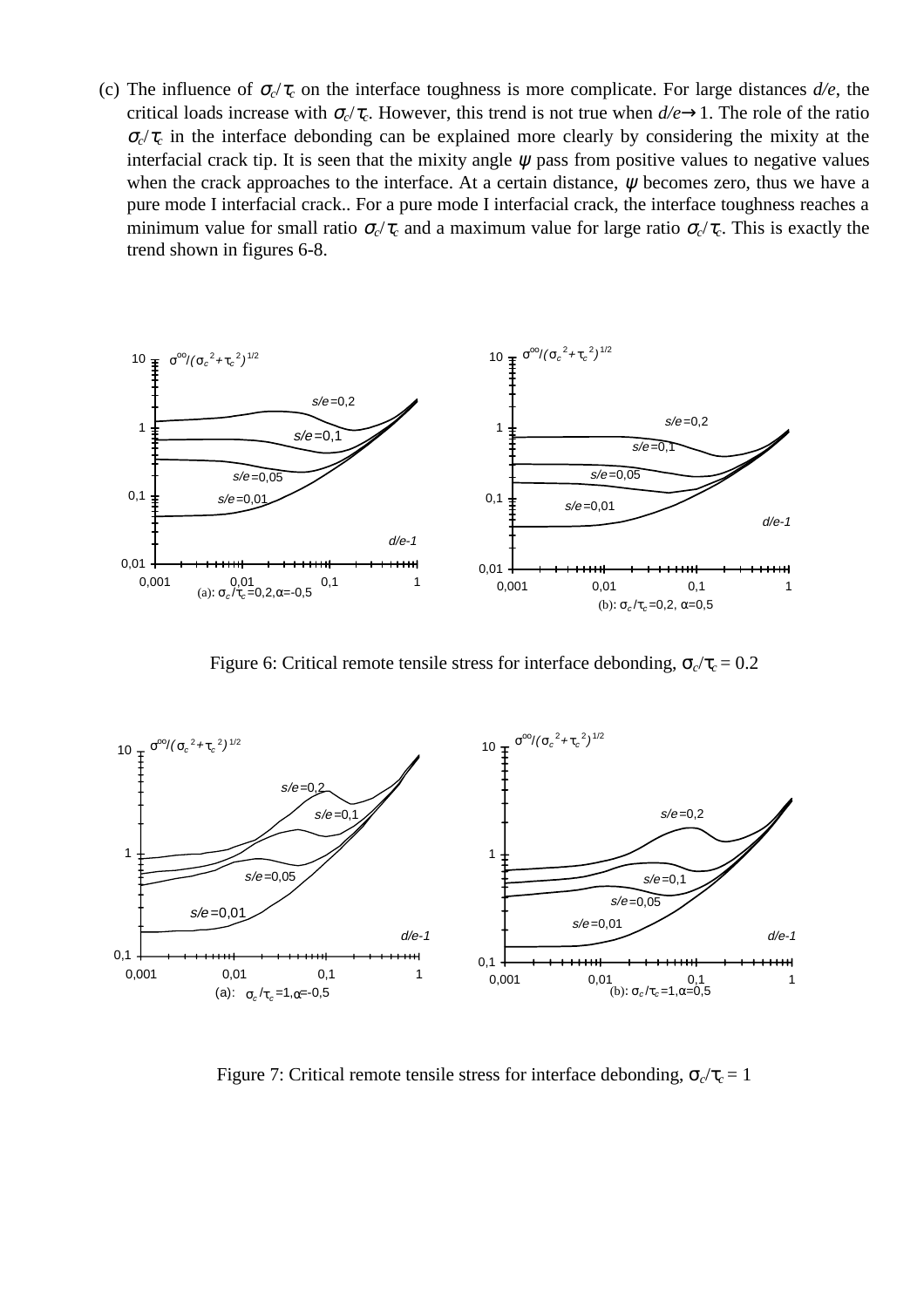(c) The influence of $\sigma_c/\tau_c$ on the interface toughness is more complicate. For large distances *d/e*, the critical loads increase with $\sigma_c/\tau_c$. However, this trend is not true when $d/e \to 1$. The role of the ratio $\sigma_c/\tau_c$ in the interface debonding can be explained more clearly by considering the mixity at the interfacial crack tip. It is seen that the mixity angle $\psi$ pass from positive values to negative values when the crack approaches to the interface. At a certain distance, $\psi$ becomes zero, thus we have a pure mode I interfacial crack.. For a pure mode I interfacial crack, the interface toughness reaches a minimum value for small ratio $\sigma_c/\tau_c$ and a maximum value for large ratio $\sigma_c/\tau_c$. This is exactly the trend shown in figures 6-8.

Figure 6: Critical remote tensile stress for interface debonding, $\sigma_c/\tau_c = 0.2$

Figure 7: Critical remote tensile stress for interface debonding, $\sigma_c/\tau_c = 1$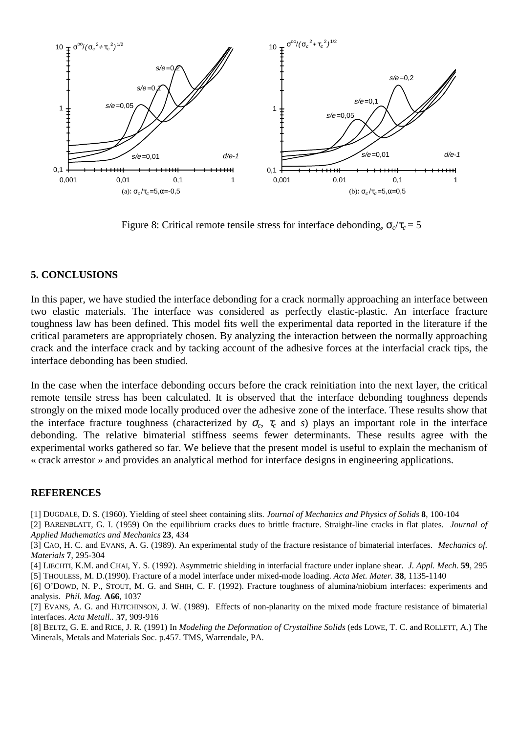10 $\sigma^{\infty}/(\sigma_c{}^2+\tau_c{}^2)^{1/2}$

s/e=0,2

s/e=0,1

s/e=0,05

1

s/e=0,01

d/e-1

0,1

0,001 0,01 0,1 1

(a): $\sigma_c/\tau_c$=5,α=-0,5

10 $\sigma^{\infty}/(\sigma_c{}^2+\tau_c{}^2)^{1/2}$

s/e=0,2

s/e=0,1

s/e=0,05

1

s/e=0,01

d/e-1

0,1

0,001 0,01 0,1 1

(b): $\sigma_c/\tau_c$=5,α=0,5

Figure 8: Critical remote tensile stress for interface debonding, $\sigma_c/\tau_c = 5$

## 5. CONCLUSIONS

In this paper, we have studied the interface debonding for a crack normally approaching an interface between two elastic materials. The interface was considered as perfectly elastic-plastic. An interface fracture toughness law has been defined. This model fits well the experimental data reported in the literature if the critical parameters are appropriately chosen. By analyzing the interaction between the normally approaching crack and the interface crack and by tacking account of the adhesive forces at the interfacial crack tips, the interface debonding has been studied.

In the case when the interface debonding occurs before the crack reinitiation into the next layer, the critical remote tensile stress has been calculated. It is observed that the interface debonding toughness depends strongly on the mixed mode locally produced over the adhesive zone of the interface. These results show that the interface fracture toughness (characterized by $\sigma_c$, $\tau_c$ and $s$) plays an important role in the interface debonding. The relative bimaterial stiffness seems fewer determinants. These results agree with the experimental works gathered so far. We believe that the present model is useful to explain the mechanism of « crack arrestor » and provides an analytical method for interface designs in engineering applications.

## REFERENCES

[1] DUGDALE, D. S. (1960). Yielding of steel sheet containing slits. *Journal of Mechanics and Physics of Solids* **8**, 100-104

[2] BARENBLATT, G. I. (1959) On the equilibrium cracks dues to brittle fracture. Straight-line cracks in flat plates. *Journal of Applied Mathematics and Mechanics* **23**, 434

[3] CAO, H. C. and EVANS, A. G. (1989). An experimental study of the fracture resistance of bimaterial interfaces. *Mechanics of. Materials* **7**, 295-304

[4] LIECHTI, K.M. and CHAI, Y. S. (1992). Asymmetric shielding in interfacial fracture under inplane shear. *J. Appl. Mech.* **59**, 295

[5] THOULESS, M. D.(1990). Fracture of a model interface under mixed-mode loading. *Acta Met. Mater.* **38**, 1135-1140

[6] O'DOWD, N. P., STOUT, M. G. and SHIH, C. F. (1992). Fracture toughness of alumina/niobium interfaces: experiments and analysis. *Phil. Mag.* **A66**, 1037

[7] EVANS, A. G. and HUTCHINSON, J. W. (1989). Effects of non-planarity on the mixed mode fracture resistance of bimaterial interfaces. *Acta Metall..* **37**, 909-916

[8] BELTZ, G. E. and RICE, J. R. (1991) In *Modeling the Deformation of Crystalline Solids* (eds LOWE, T. C. and ROLLETT, A.) The Minerals, Metals and Materials Soc. p.457. TMS, Warrendale, PA.